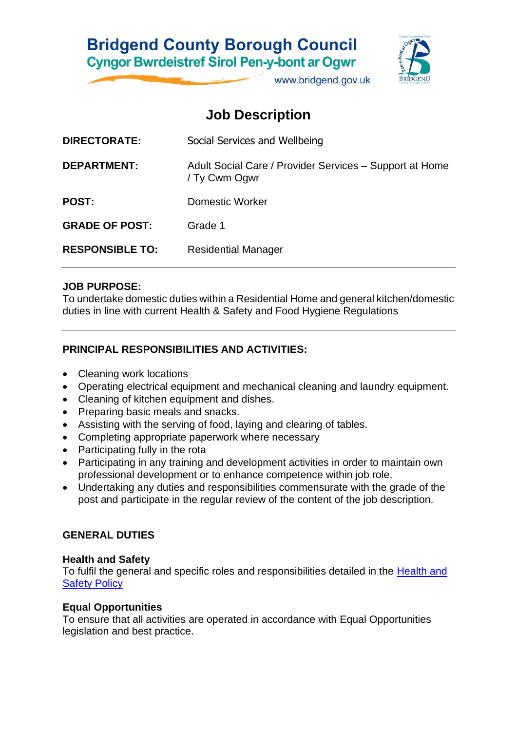# Bridgend County Borough Council

## Cyngor Bwrdeistref Sirol Pen-y-bont ar Ogwr

www.bridgend.gov.uk

## Job Description

| | |
|---|---|
| **DIRECTORATE:** | Social Services and Wellbeing |
| **DEPARTMENT:** | Adult Social Care / Provider Services – Support at Home / Ty Cwm Ogwr |
| **POST:** | Domestic Worker |
| **GRADE OF POST:** | Grade 1 |
| **RESPONSIBLE TO:** | Residential Manager |

---

**JOB PURPOSE:**

To undertake domestic duties within a Residential Home and general kitchen/domestic duties in line with current Health & Safety and Food Hygiene Regulations

---

**PRINCIPAL RESPONSIBILITIES AND ACTIVITIES:**

- Cleaning work locations
- Operating electrical equipment and mechanical cleaning and laundry equipment.
- Cleaning of kitchen equipment and dishes.
- Preparing basic meals and snacks.
- Assisting with the serving of food, laying and clearing of tables.
- Completing appropriate paperwork where necessary
- Participating fully in the rota
- Participating in any training and development activities in order to maintain own professional development or to enhance competence within job role.
- Undertaking any duties and responsibilities commensurate with the grade of the post and participate in the regular review of the content of the job description.

**GENERAL DUTIES**

**Health and Safety**

To fulfil the general and specific roles and responsibilities detailed in the Health and Safety Policy

**Equal Opportunities**

To ensure that all activities are operated in accordance with Equal Opportunities legislation and best practice.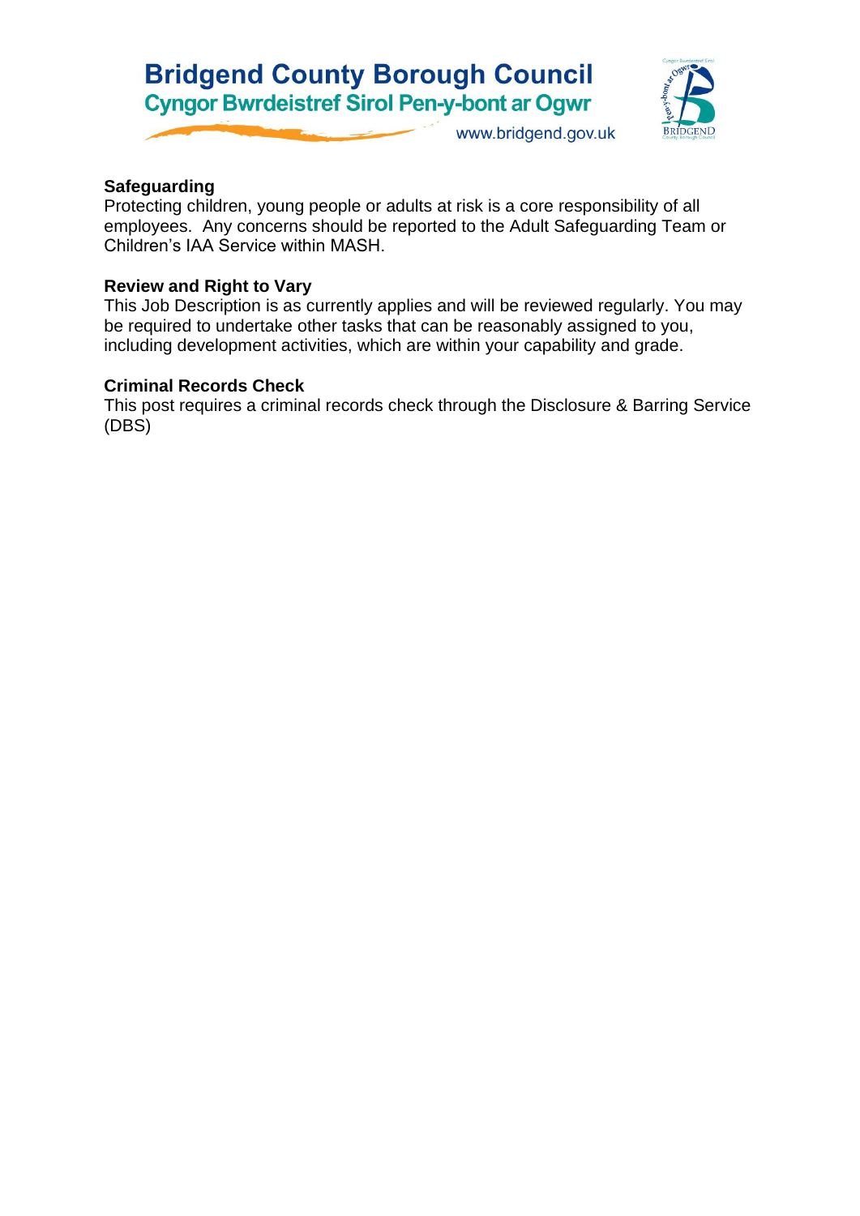**Safeguarding**
Protecting children, young people or adults at risk is a core responsibility of all employees. Any concerns should be reported to the Adult Safeguarding Team or Children's IAA Service within MASH.

**Review and Right to Vary**
This Job Description is as currently applies and will be reviewed regularly. You may be required to undertake other tasks that can be reasonably assigned to you, including development activities, which are within your capability and grade.

**Criminal Records Check**
This post requires a criminal records check through the Disclosure & Barring Service (DBS)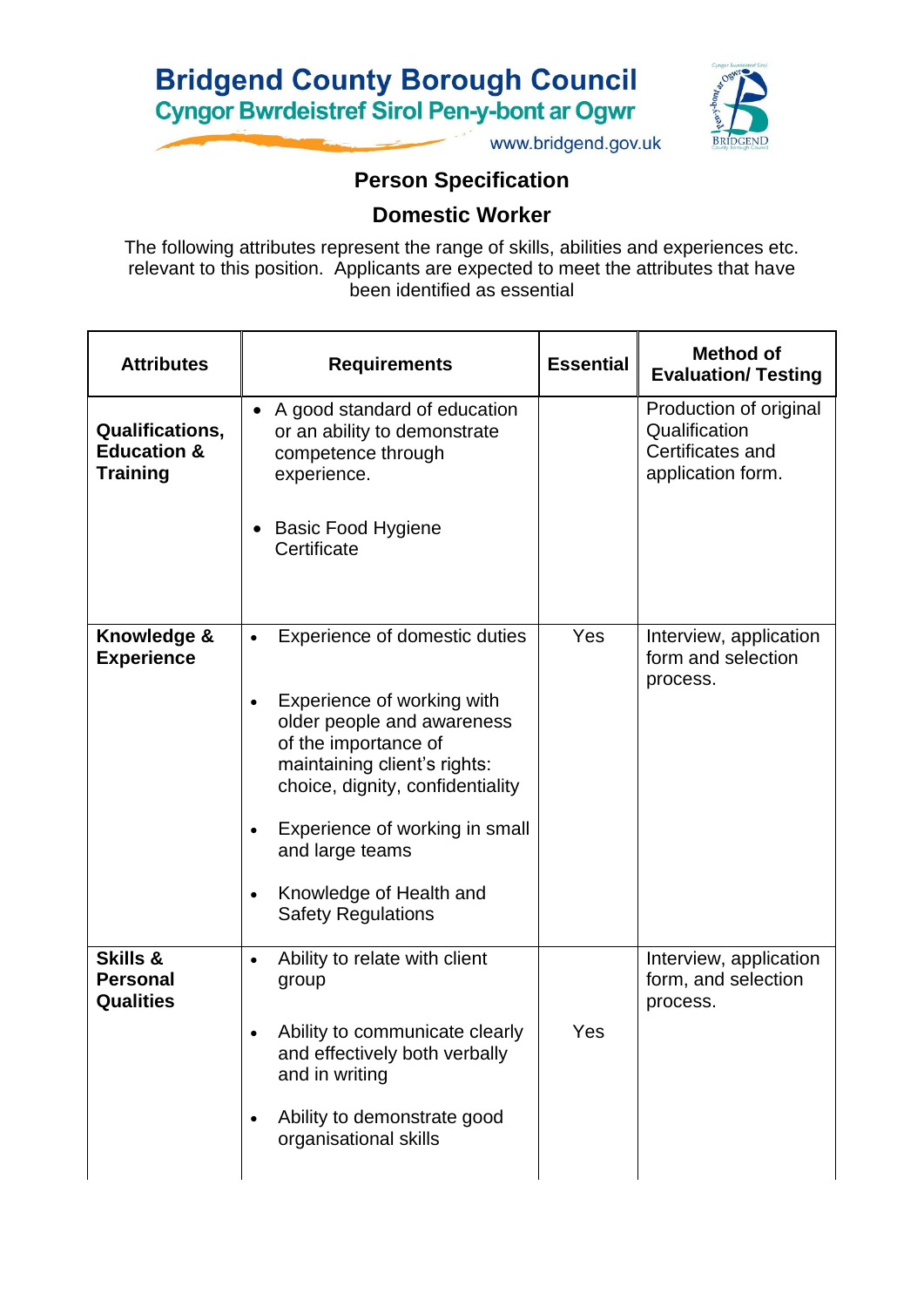# Bridgend County Borough Council

## Cyngor Bwrdeistref Sirol Pen-y-bont ar Ogwr

www.bridgend.gov.uk

## Person Specification

## Domestic Worker

The following attributes represent the range of skills, abilities and experiences etc. relevant to this position. Applicants are expected to meet the attributes that have been identified as essential

| Attributes | Requirements | Essential | Method of Evaluation/ Testing |
|---|---|---|---|
| **Qualifications, Education & Training** | • A good standard of education or an ability to demonstrate competence through experience.<br><br>• Basic Food Hygiene Certificate | | Production of original Qualification Certificates and application form. |
| **Knowledge & Experience** | • Experience of domestic duties<br><br>• Experience of working with older people and awareness of the importance of maintaining client's rights: choice, dignity, confidentiality<br><br>• Experience of working in small and large teams<br><br>• Knowledge of Health and Safety Regulations | Yes | Interview, application form and selection process. |
| **Skills & Personal Qualities** | • Ability to relate with client group<br><br>• Ability to communicate clearly and effectively both verbally and in writing<br><br>• Ability to demonstrate good organisational skills | Yes | Interview, application form, and selection process. |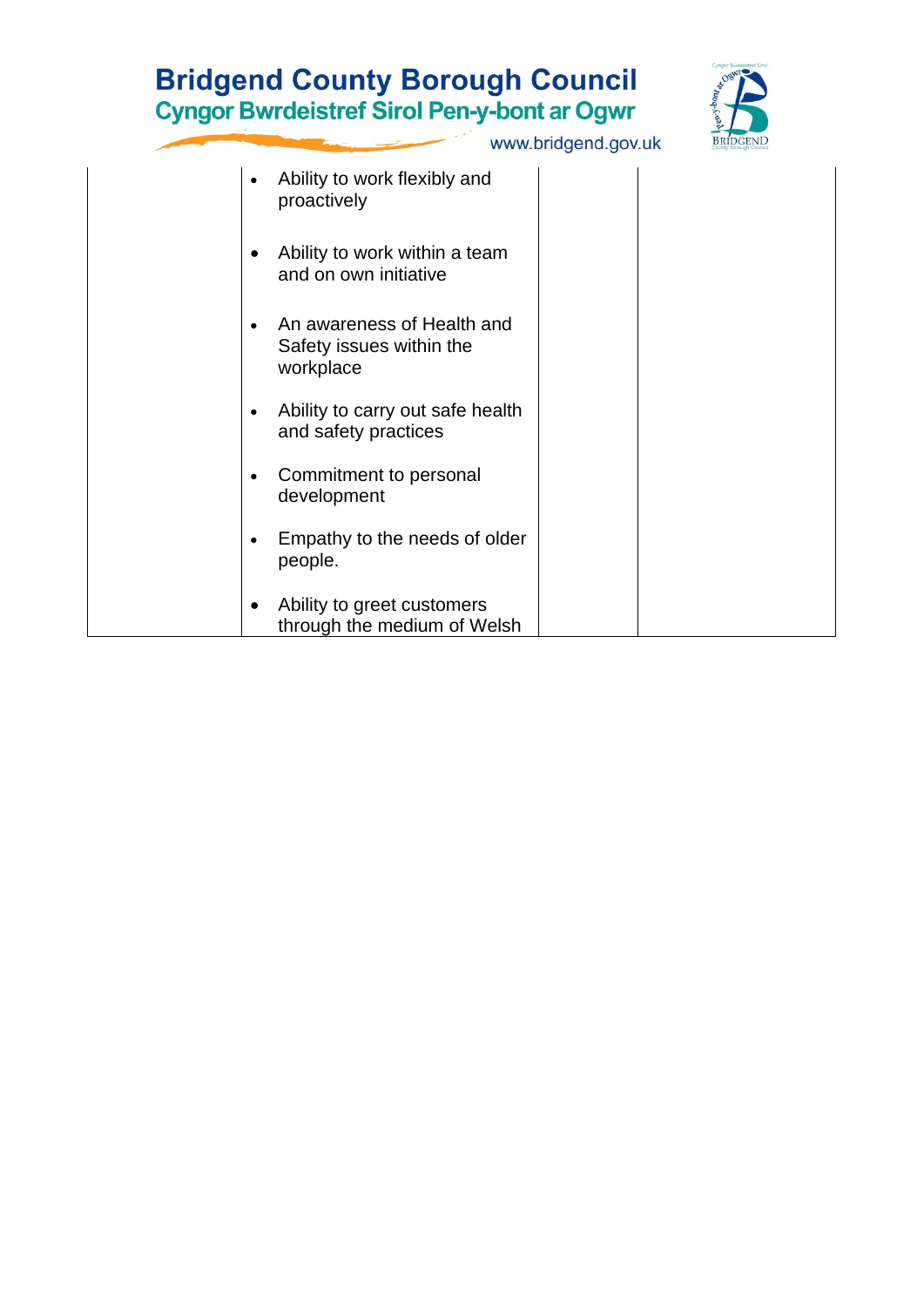| | | | |
|---|---|---|---|
| | • Ability to work flexibly and proactively<br><br>• Ability to work within a team and on own initiative<br><br>• An awareness of Health and Safety issues within the workplace<br><br>• Ability to carry out safe health and safety practices<br><br>• Commitment to personal development<br><br>• Empathy to the needs of older people.<br><br>• Ability to greet customers through the medium of Welsh | | |